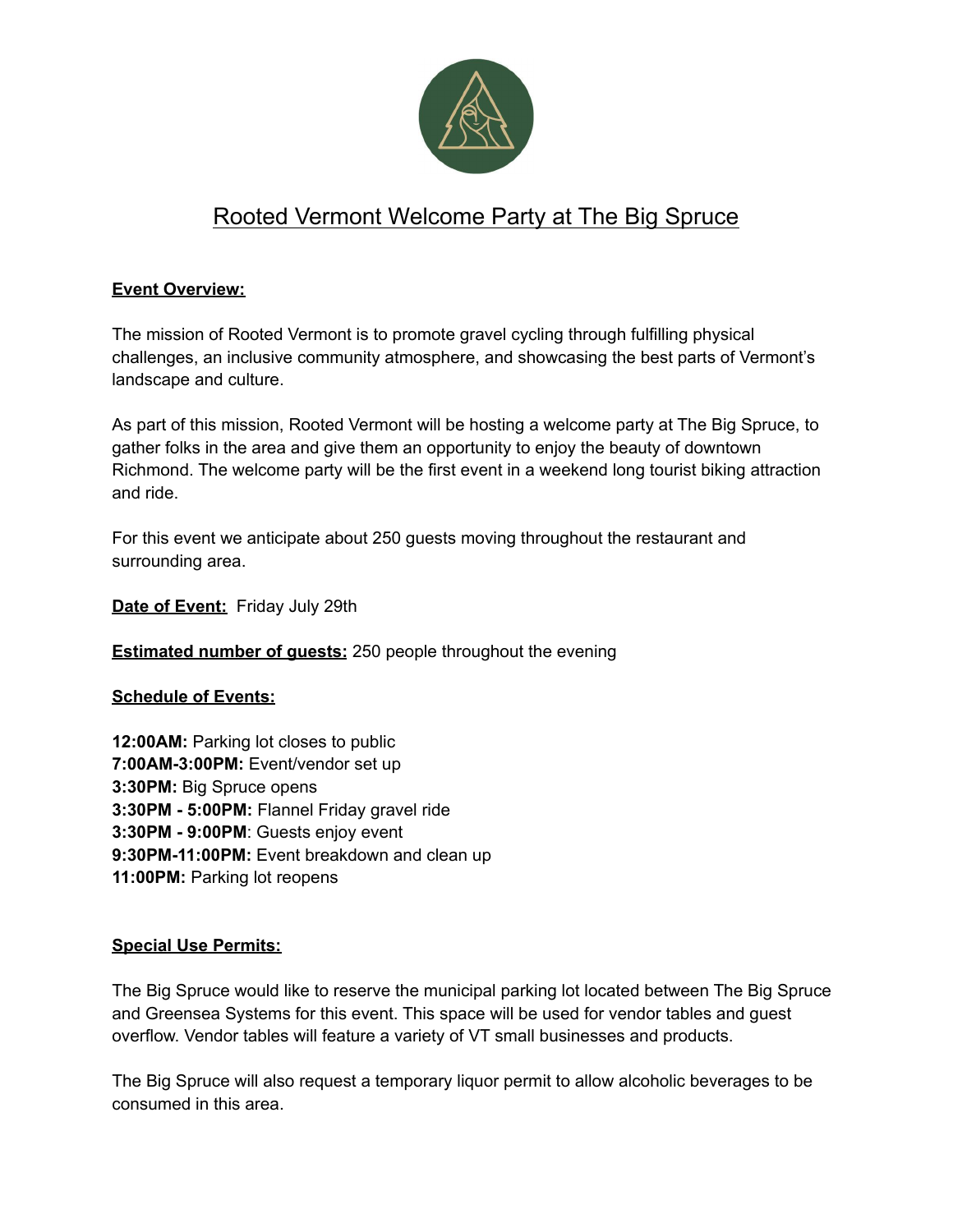# Rooted Vermont Welcome Party at The Big Spruce

**Event Overview:**

The mission of Rooted Vermont is to promote gravel cycling through fulfilling physical challenges, an inclusive community atmosphere, and showcasing the best parts of Vermont's landscape and culture.

As part of this mission, Rooted Vermont will be hosting a welcome party at The Big Spruce, to gather folks in the area and give them an opportunity to enjoy the beauty of downtown Richmond. The welcome party will be the first event in a weekend long tourist biking attraction and ride.

For this event we anticipate about 250 guests moving throughout the restaurant and surrounding area.

**Date of Event:** Friday July 29th

**Estimated number of guests:** 250 people throughout the evening

**Schedule of Events:**

**12:00AM:** Parking lot closes to public
**7:00AM-3:00PM:** Event/vendor set up
**3:30PM:** Big Spruce opens
**3:30PM - 5:00PM:** Flannel Friday gravel ride
**3:30PM - 9:00PM**: Guests enjoy event
**9:30PM-11:00PM:** Event breakdown and clean up
**11:00PM:** Parking lot reopens

**Special Use Permits:**

The Big Spruce would like to reserve the municipal parking lot located between The Big Spruce and Greensea Systems for this event. This space will be used for vendor tables and guest overflow. Vendor tables will feature a variety of VT small businesses and products.

The Big Spruce will also request a temporary liquor permit to allow alcoholic beverages to be consumed in this area.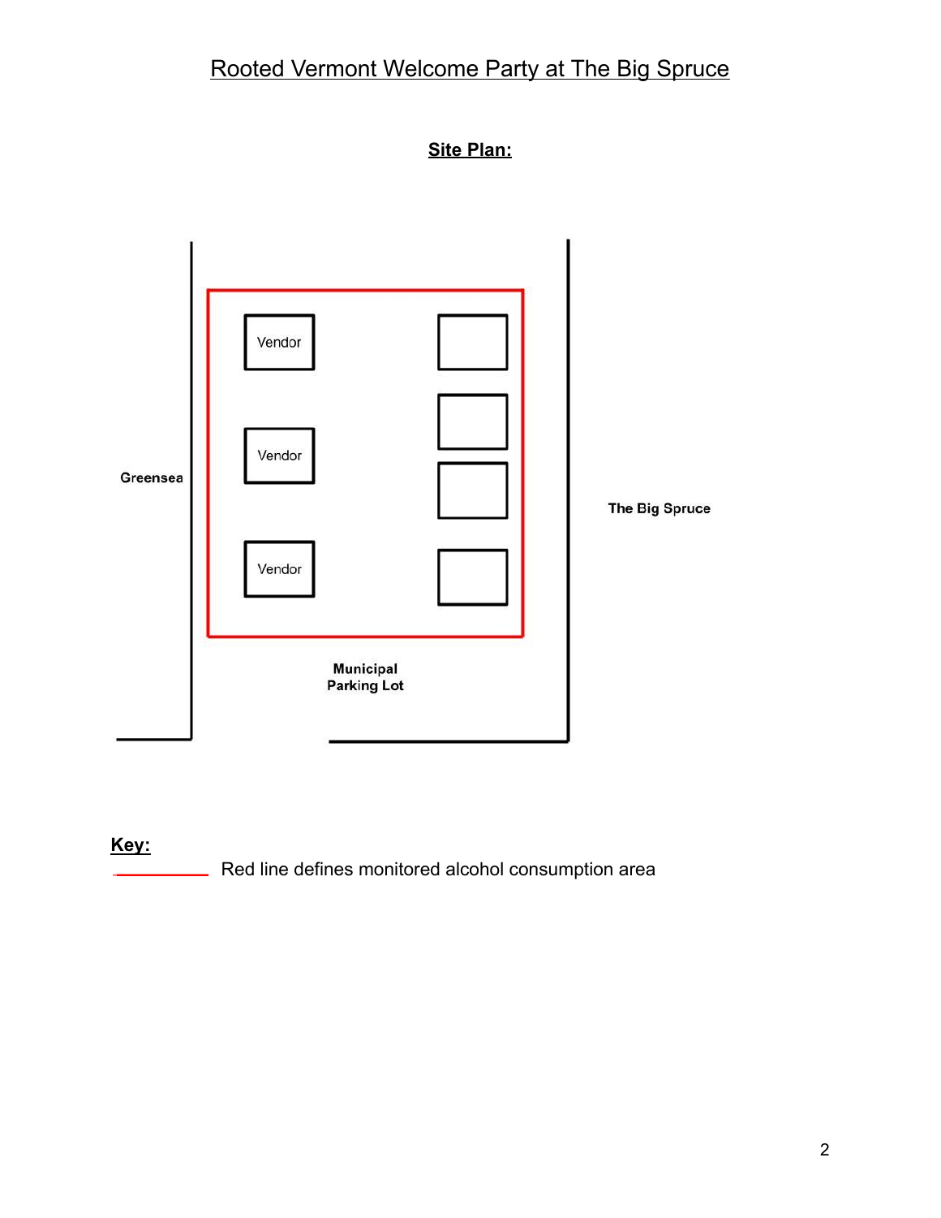# Rooted Vermont Welcome Party at The Big Spruce

**Site Plan:**

Vendor

Vendor

Vendor

Greensea

The Big Spruce

Municipal Parking Lot

**Key:**

Red line defines monitored alcohol consumption area